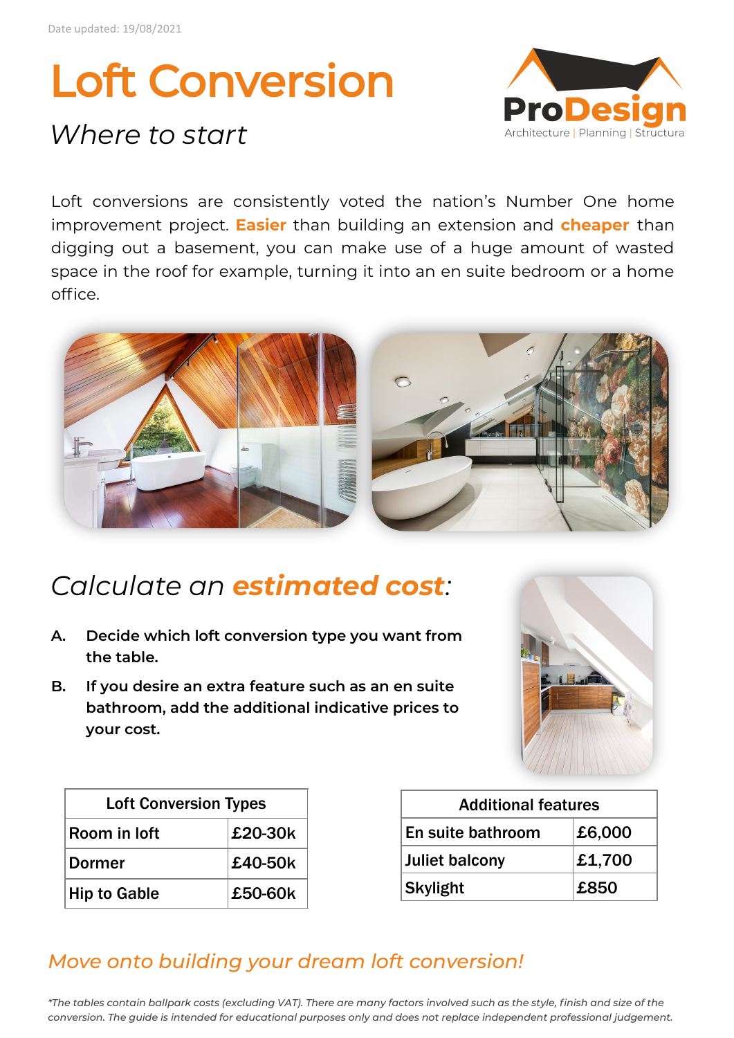Date updated: 19/08/2021

# Loft Conversion

## *Where to start*

ProDesign
Architecture | Planning | Structura

Loft conversions are consistently voted the nation's Number One home improvement project. **Easier** than building an extension and **cheaper** than digging out a basement, you can make use of a huge amount of wasted space in the roof for example, turning it into an en suite bedroom or a home office.

## *Calculate an* ***estimated cost****:*

**A. Decide which loft conversion type you want from the table.**

**B. If you desire an extra feature such as an en suite bathroom, add the additional indicative prices to your cost.**

| Loft Conversion Types | |
|---|---|
| Room in loft | £20-30k |
| Dormer | £40-50k |
| Hip to Gable | £50-60k |

| Additional features | |
|---|---|
| En suite bathroom | £6,000 |
| Juliet balcony | £1,700 |
| Skylight | £850 |

*Move onto building your dream loft conversion!*

*\*The tables contain ballpark costs (excluding VAT). There are many factors involved such as the style, finish and size of the conversion. The guide is intended for educational purposes only and does not replace independent professional judgement.*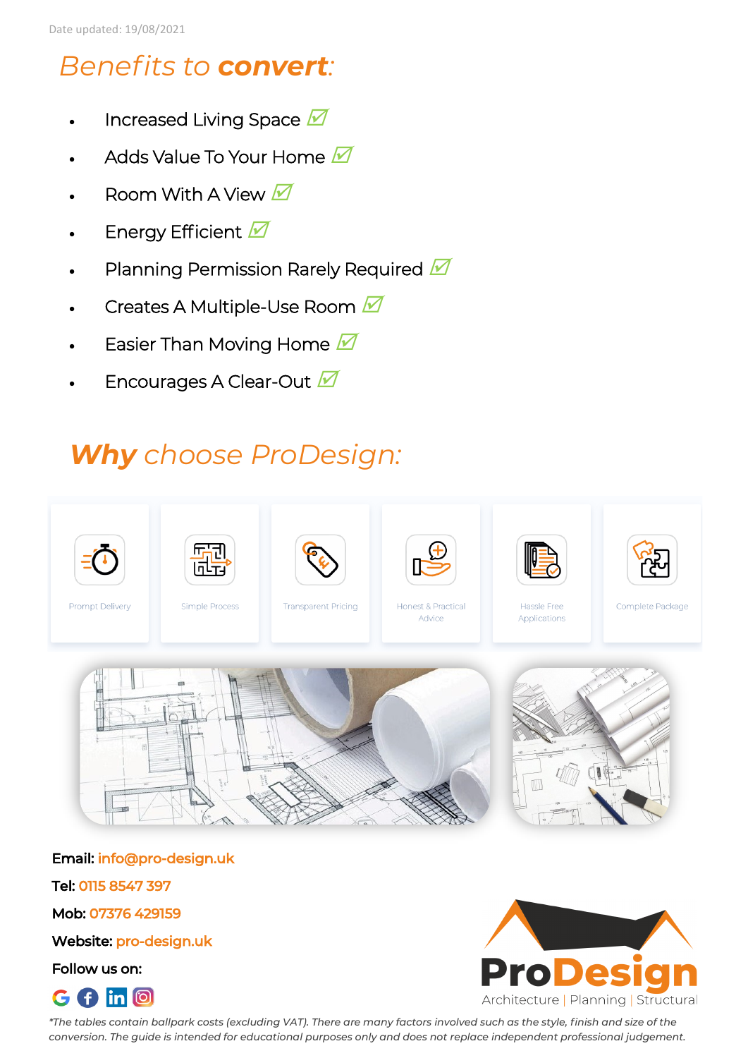Date updated: 19/08/2021

## *Benefits to **convert**:*

- Increased Living Space ☑
- Adds Value To Your Home ☑
- Room With A View ☑
- Energy Efficient ☑
- Planning Permission Rarely Required ☑
- Creates A Multiple-Use Room ☑
- Easier Than Moving Home ☑
- Encourages A Clear-Out ☑

## ***Why** choose ProDesign:*

Prompt Delivery

Simple Process

Transparent Pricing

Honest & Practical Advice

Hassle Free Applications

Complete Package

**Email:** info@pro-design.uk

**Tel:** 0115 8547 397

**Mob:** 07376 429159

**Website:** pro-design.uk

**Follow us on:**

ProDesign

Architecture | Planning | Structural

*\*The tables contain ballpark costs (excluding VAT). There are many factors involved such as the style, finish and size of the conversion. The guide is intended for educational purposes only and does not replace independent professional judgement.*